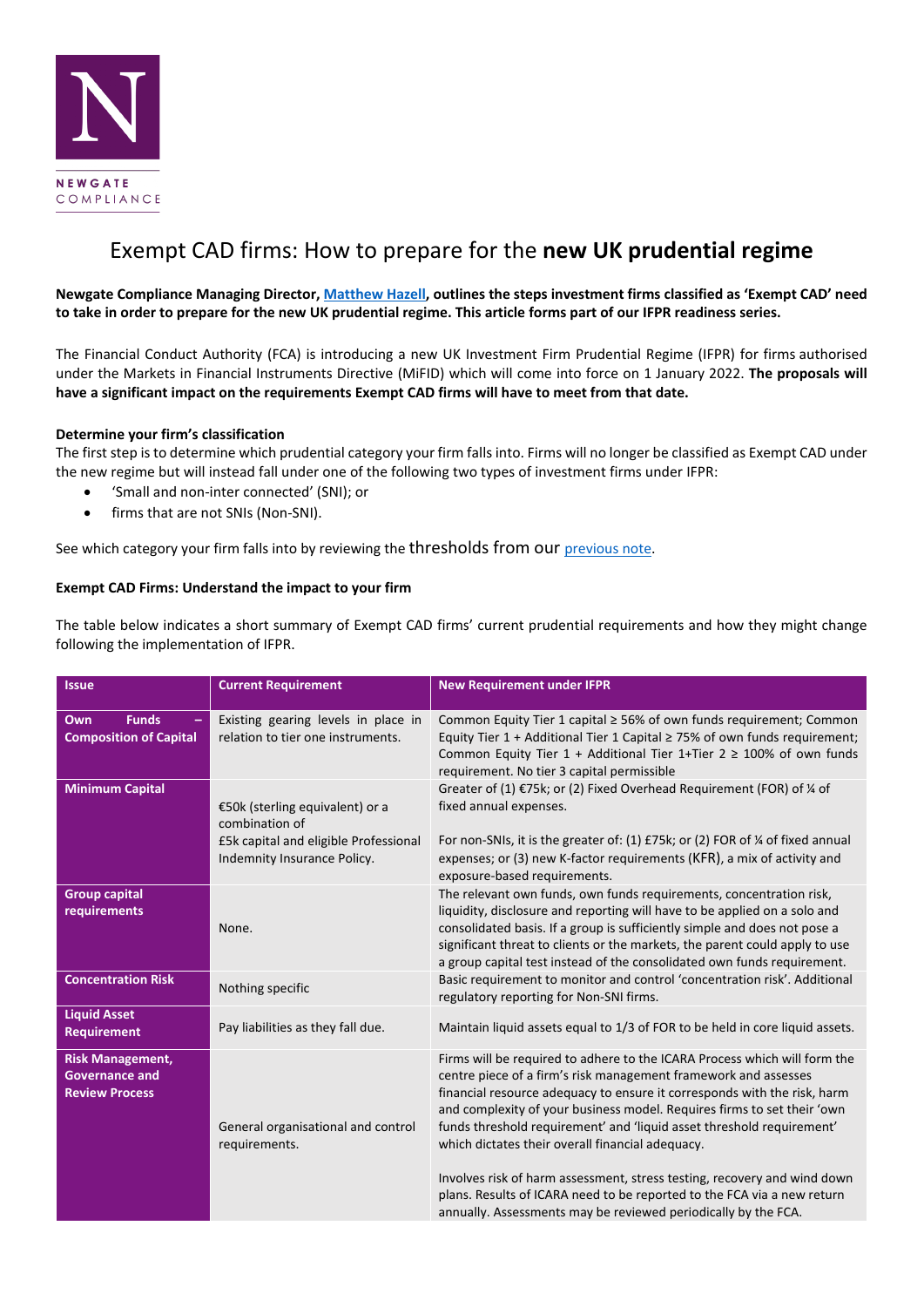NEWGATE COMPLIANCE

# Exempt CAD firms: How to prepare for the **new UK prudential regime**

**Newgate Compliance Managing Director, Matthew Hazell, outlines the steps investment firms classified as 'Exempt CAD' need to take in order to prepare for the new UK prudential regime. This article forms part of our IFPR readiness series.**

The Financial Conduct Authority (FCA) is introducing a new UK Investment Firm Prudential Regime (IFPR) for firms authorised under the Markets in Financial Instruments Directive (MiFID) which will come into force on 1 January 2022. **The proposals will have a significant impact on the requirements Exempt CAD firms will have to meet from that date.**

**Determine your firm's classification**

The first step is to determine which prudential category your firm falls into. Firms will no longer be classified as Exempt CAD under the new regime but will instead fall under one of the following two types of investment firms under IFPR:

- 'Small and non-inter connected' (SNI); or
- firms that are not SNIs (Non-SNI).

See which category your firm falls into by reviewing the thresholds from our previous note.

**Exempt CAD Firms: Understand the impact to your firm**

The table below indicates a short summary of Exempt CAD firms' current prudential requirements and how they might change following the implementation of IFPR.

| Issue | Current Requirement | New Requirement under IFPR |
|---|---|---|
| **Own Funds – Composition of Capital** | Existing gearing levels in place in relation to tier one instruments. | Common Equity Tier 1 capital ≥ 56% of own funds requirement; Common Equity Tier 1 + Additional Tier 1 Capital ≥ 75% of own funds requirement; Common Equity Tier 1 + Additional Tier 1+Tier 2 ≥ 100% of own funds requirement. No tier 3 capital permissible |
| **Minimum Capital** | €50k (sterling equivalent) or a combination of £5k capital and eligible Professional Indemnity Insurance Policy. | Greater of (1) €75k; or (2) Fixed Overhead Requirement (FOR) of ¼ of fixed annual expenses.<br><br>For non-SNIs, it is the greater of: (1) £75k; or (2) FOR of ¼ of fixed annual expenses; or (3) new K-factor requirements (KFR), a mix of activity and exposure-based requirements. |
| **Group capital requirements** | None. | The relevant own funds, own funds requirements, concentration risk, liquidity, disclosure and reporting will have to be applied on a solo and consolidated basis. If a group is sufficiently simple and does not pose a significant threat to clients or the markets, the parent could apply to use a group capital test instead of the consolidated own funds requirement. |
| **Concentration Risk** | Nothing specific | Basic requirement to monitor and control 'concentration risk'. Additional regulatory reporting for Non-SNI firms. |
| **Liquid Asset Requirement** | Pay liabilities as they fall due. | Maintain liquid assets equal to 1/3 of FOR to be held in core liquid assets. |
| **Risk Management, Governance and Review Process** | General organisational and control requirements. | Firms will be required to adhere to the ICARA Process which will form the centre piece of a firm's risk management framework and assesses financial resource adequacy to ensure it corresponds with the risk, harm and complexity of your business model. Requires firms to set their 'own funds threshold requirement' and 'liquid asset threshold requirement' which dictates their overall financial adequacy.<br><br>Involves risk of harm assessment, stress testing, recovery and wind down plans. Results of ICARA need to be reported to the FCA via a new return annually. Assessments may be reviewed periodically by the FCA. |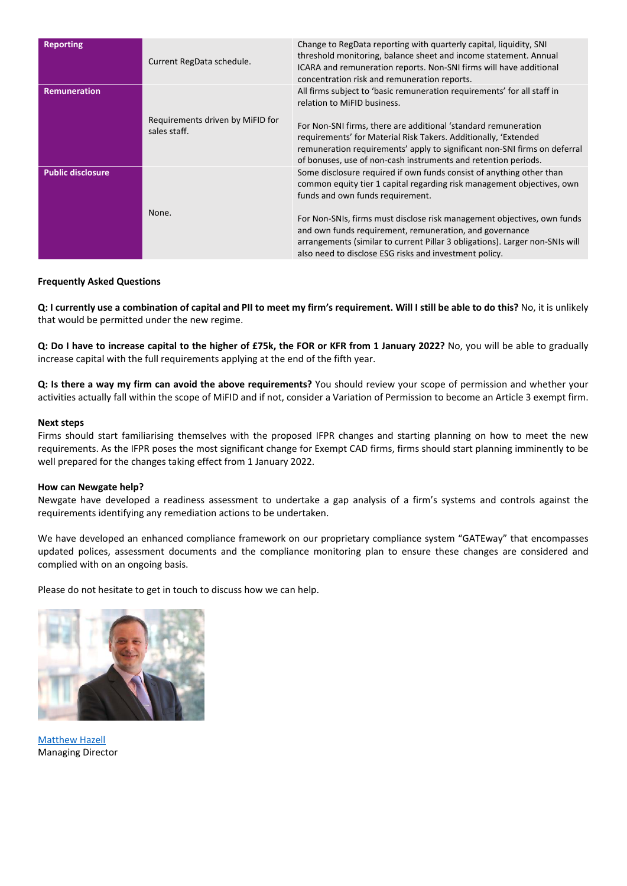| | | |
|---|---|---|
| **Reporting** | Current RegData schedule. | Change to RegData reporting with quarterly capital, liquidity, SNI threshold monitoring, balance sheet and income statement. Annual ICARA and remuneration reports. Non-SNI firms will have additional concentration risk and remuneration reports. |
| **Remuneration** | Requirements driven by MiFID for sales staff. | All firms subject to 'basic remuneration requirements' for all staff in relation to MiFID business.<br><br>For Non-SNI firms, there are additional 'standard remuneration requirements' for Material Risk Takers. Additionally, 'Extended remuneration requirements' apply to significant non-SNI firms on deferral of bonuses, use of non-cash instruments and retention periods. |
| **Public disclosure** | None. | Some disclosure required if own funds consist of anything other than common equity tier 1 capital regarding risk management objectives, own funds and own funds requirement.<br><br>For Non-SNIs, firms must disclose risk management objectives, own funds and own funds requirement, remuneration, and governance arrangements (similar to current Pillar 3 obligations). Larger non-SNIs will also need to disclose ESG risks and investment policy. |

**Frequently Asked Questions**

**Q: I currently use a combination of capital and PII to meet my firm's requirement. Will I still be able to do this?** No, it is unlikely that would be permitted under the new regime.

**Q: Do I have to increase capital to the higher of £75k, the FOR or KFR from 1 January 2022?** No, you will be able to gradually increase capital with the full requirements applying at the end of the fifth year.

**Q: Is there a way my firm can avoid the above requirements?** You should review your scope of permission and whether your activities actually fall within the scope of MiFID and if not, consider a Variation of Permission to become an Article 3 exempt firm.

**Next steps**

Firms should start familiarising themselves with the proposed IFPR changes and starting planning on how to meet the new requirements. As the IFPR poses the most significant change for Exempt CAD firms, firms should start planning imminently to be well prepared for the changes taking effect from 1 January 2022.

**How can Newgate help?**

Newgate have developed a readiness assessment to undertake a gap analysis of a firm's systems and controls against the requirements identifying any remediation actions to be undertaken.

We have developed an enhanced compliance framework on our proprietary compliance system "GATEway" that encompasses updated polices, assessment documents and the compliance monitoring plan to ensure these changes are considered and complied with on an ongoing basis.

Please do not hesitate to get in touch to discuss how we can help.

Matthew Hazell
Managing Director